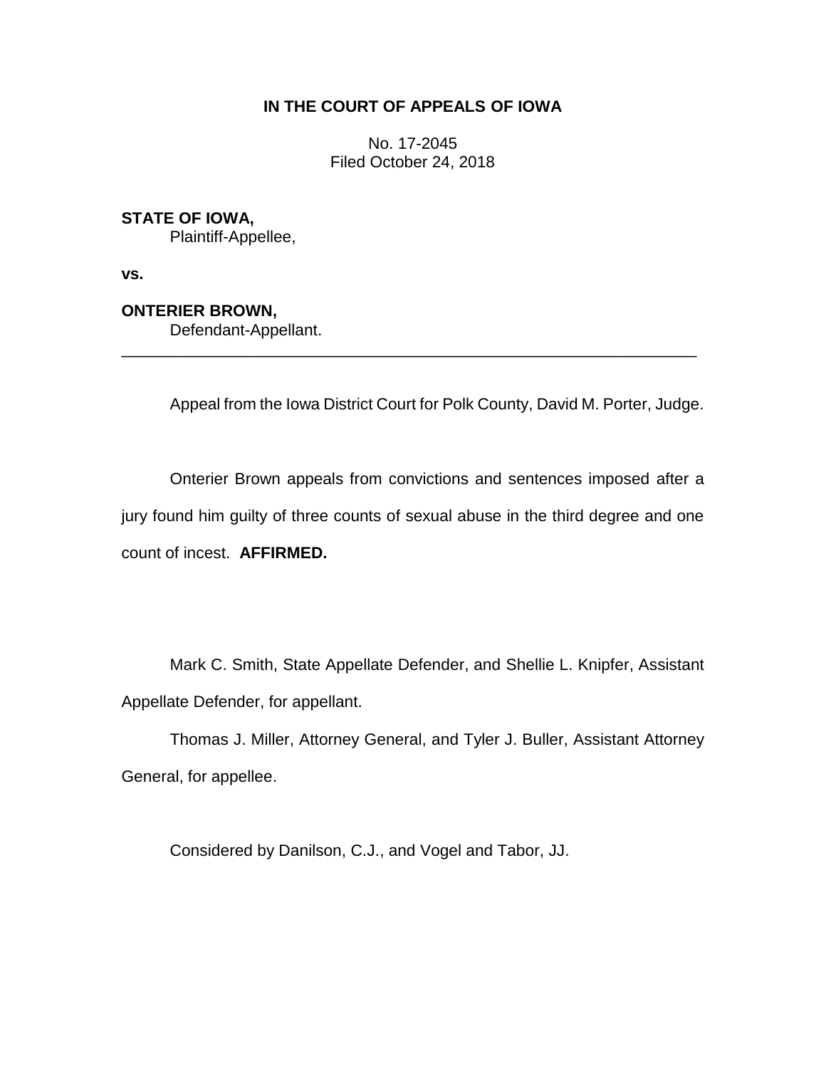**IN THE COURT OF APPEALS OF IOWA**

No. 17-2045
Filed October 24, 2018

**STATE OF IOWA,**
Plaintiff-Appellee,

**vs.**

**ONTERIER BROWN,**
Defendant-Appellant.

---

Appeal from the Iowa District Court for Polk County, David M. Porter, Judge.

Onterier Brown appeals from convictions and sentences imposed after a jury found him guilty of three counts of sexual abuse in the third degree and one count of incest. **AFFIRMED.**

Mark C. Smith, State Appellate Defender, and Shellie L. Knipfer, Assistant Appellate Defender, for appellant.

Thomas J. Miller, Attorney General, and Tyler J. Buller, Assistant Attorney General, for appellee.

Considered by Danilson, C.J., and Vogel and Tabor, JJ.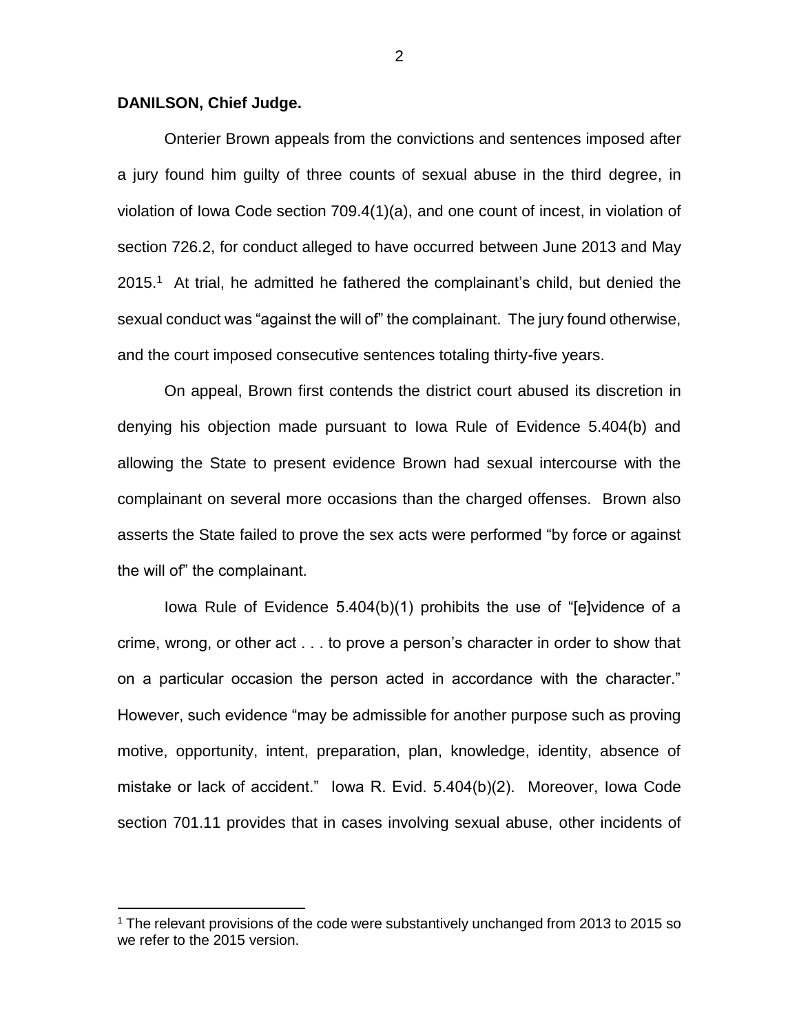**DANILSON, Chief Judge.**

Onterier Brown appeals from the convictions and sentences imposed after a jury found him guilty of three counts of sexual abuse in the third degree, in violation of Iowa Code section 709.4(1)(a), and one count of incest, in violation of section 726.2, for conduct alleged to have occurred between June 2013 and May 2015.[1] At trial, he admitted he fathered the complainant's child, but denied the sexual conduct was "against the will of" the complainant. The jury found otherwise, and the court imposed consecutive sentences totaling thirty-five years.

On appeal, Brown first contends the district court abused its discretion in denying his objection made pursuant to Iowa Rule of Evidence 5.404(b) and allowing the State to present evidence Brown had sexual intercourse with the complainant on several more occasions than the charged offenses. Brown also asserts the State failed to prove the sex acts were performed "by force or against the will of" the complainant.

Iowa Rule of Evidence 5.404(b)(1) prohibits the use of "[e]vidence of a crime, wrong, or other act . . . to prove a person's character in order to show that on a particular occasion the person acted in accordance with the character." However, such evidence "may be admissible for another purpose such as proving motive, opportunity, intent, preparation, plan, knowledge, identity, absence of mistake or lack of accident." Iowa R. Evid. 5.404(b)(2). Moreover, Iowa Code section 701.11 provides that in cases involving sexual abuse, other incidents of

[1] The relevant provisions of the code were substantively unchanged from 2013 to 2015 so we refer to the 2015 version.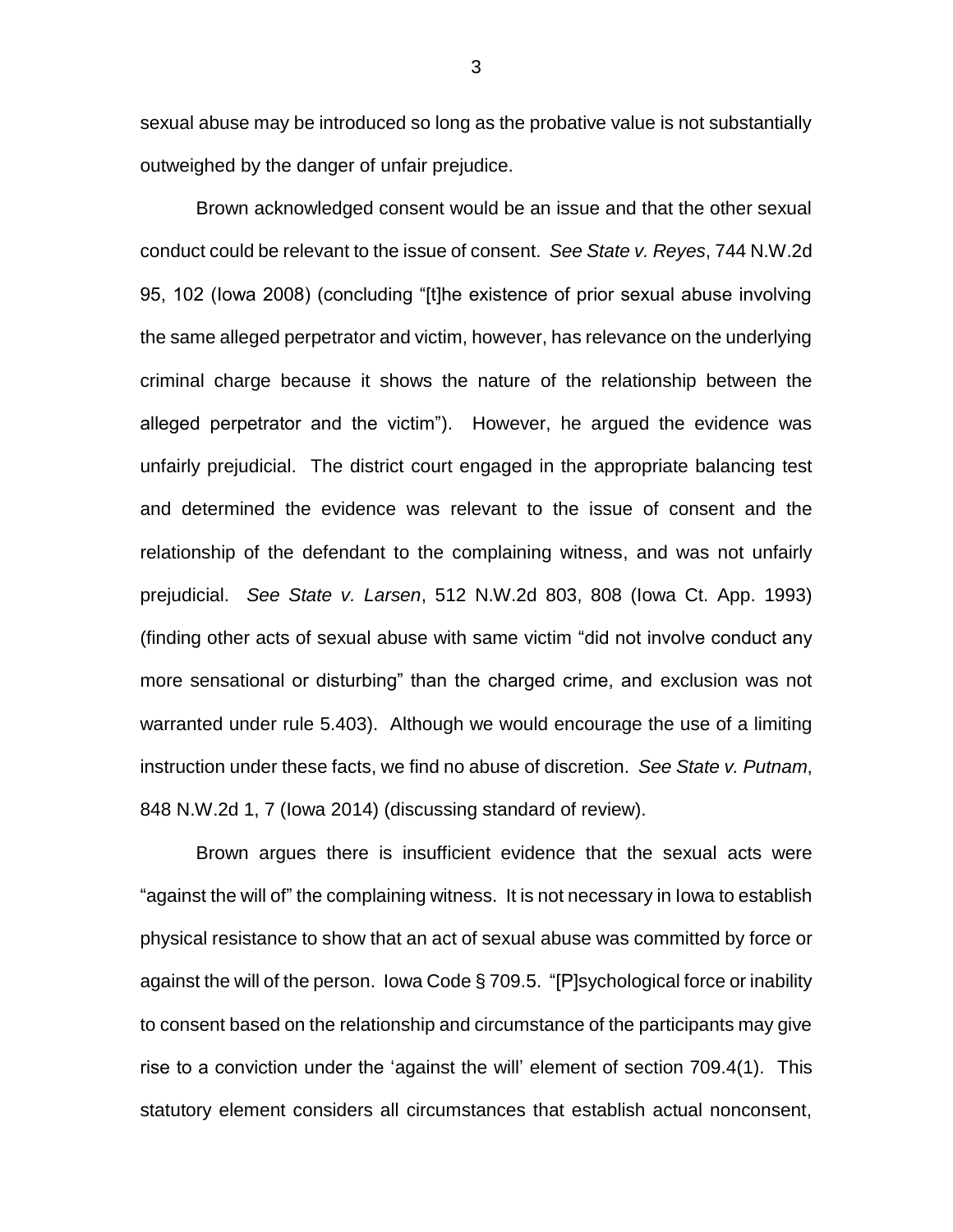sexual abuse may be introduced so long as the probative value is not substantially outweighed by the danger of unfair prejudice.

Brown acknowledged consent would be an issue and that the other sexual conduct could be relevant to the issue of consent. *See State v. Reyes*, 744 N.W.2d 95, 102 (Iowa 2008) (concluding "[t]he existence of prior sexual abuse involving the same alleged perpetrator and victim, however, has relevance on the underlying criminal charge because it shows the nature of the relationship between the alleged perpetrator and the victim"). However, he argued the evidence was unfairly prejudicial. The district court engaged in the appropriate balancing test and determined the evidence was relevant to the issue of consent and the relationship of the defendant to the complaining witness, and was not unfairly prejudicial. *See State v. Larsen*, 512 N.W.2d 803, 808 (Iowa Ct. App. 1993) (finding other acts of sexual abuse with same victim "did not involve conduct any more sensational or disturbing" than the charged crime, and exclusion was not warranted under rule 5.403). Although we would encourage the use of a limiting instruction under these facts, we find no abuse of discretion. *See State v. Putnam*, 848 N.W.2d 1, 7 (Iowa 2014) (discussing standard of review).

Brown argues there is insufficient evidence that the sexual acts were "against the will of" the complaining witness. It is not necessary in Iowa to establish physical resistance to show that an act of sexual abuse was committed by force or against the will of the person. Iowa Code § 709.5. "[P]sychological force or inability to consent based on the relationship and circumstance of the participants may give rise to a conviction under the 'against the will' element of section 709.4(1). This statutory element considers all circumstances that establish actual nonconsent,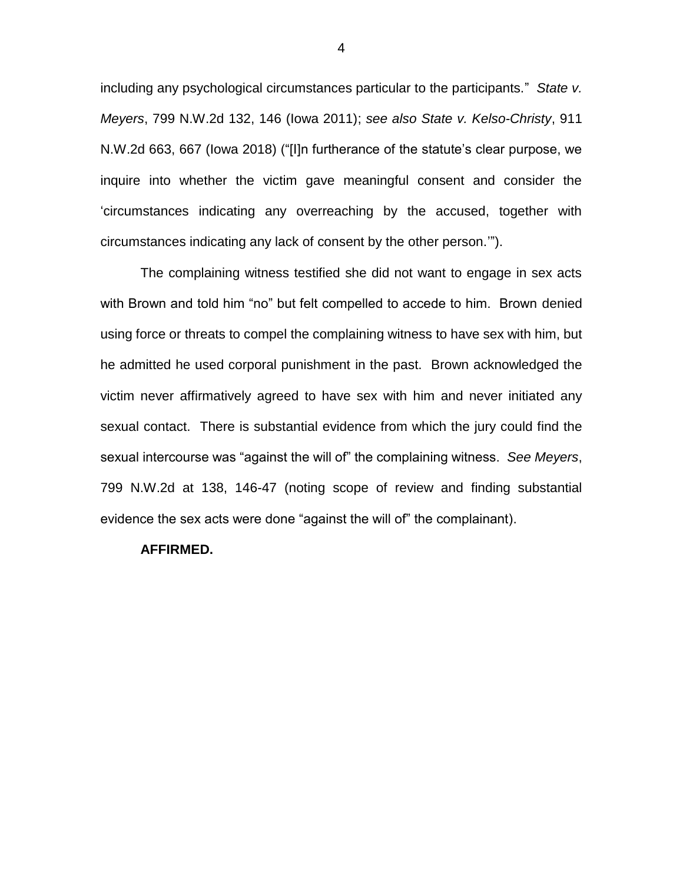including any psychological circumstances particular to the participants." *State v. Meyers*, 799 N.W.2d 132, 146 (Iowa 2011); *see also State v. Kelso-Christy*, 911 N.W.2d 663, 667 (Iowa 2018) ("[I]n furtherance of the statute's clear purpose, we inquire into whether the victim gave meaningful consent and consider the 'circumstances indicating any overreaching by the accused, together with circumstances indicating any lack of consent by the other person.'").

The complaining witness testified she did not want to engage in sex acts with Brown and told him "no" but felt compelled to accede to him. Brown denied using force or threats to compel the complaining witness to have sex with him, but he admitted he used corporal punishment in the past. Brown acknowledged the victim never affirmatively agreed to have sex with him and never initiated any sexual contact. There is substantial evidence from which the jury could find the sexual intercourse was "against the will of" the complaining witness. *See Meyers*, 799 N.W.2d at 138, 146-47 (noting scope of review and finding substantial evidence the sex acts were done "against the will of" the complainant).

**AFFIRMED.**